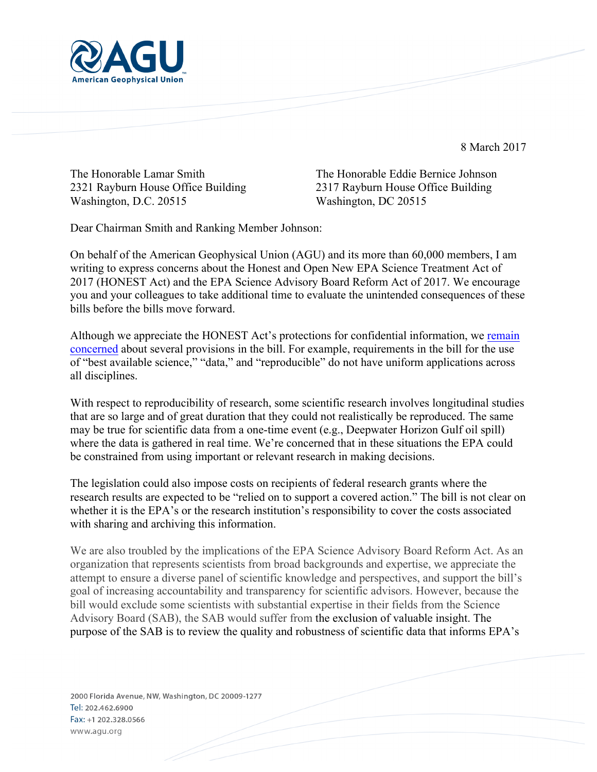8 March 2017

The Honorable Lamar Smith
2321 Rayburn House Office Building
Washington, D.C. 20515

The Honorable Eddie Bernice Johnson
2317 Rayburn House Office Building
Washington, DC 20515

Dear Chairman Smith and Ranking Member Johnson:

On behalf of the American Geophysical Union (AGU) and its more than 60,000 members, I am writing to express concerns about the Honest and Open New EPA Science Treatment Act of 2017 (HONEST Act) and the EPA Science Advisory Board Reform Act of 2017. We encourage you and your colleagues to take additional time to evaluate the unintended consequences of these bills before the bills move forward.

Although we appreciate the HONEST Act's protections for confidential information, we remain concerned about several provisions in the bill. For example, requirements in the bill for the use of "best available science," "data," and "reproducible" do not have uniform applications across all disciplines.

With respect to reproducibility of research, some scientific research involves longitudinal studies that are so large and of great duration that they could not realistically be reproduced. The same may be true for scientific data from a one-time event (e.g., Deepwater Horizon Gulf oil spill) where the data is gathered in real time. We're concerned that in these situations the EPA could be constrained from using important or relevant research in making decisions.

The legislation could also impose costs on recipients of federal research grants where the research results are expected to be "relied on to support a covered action." The bill is not clear on whether it is the EPA's or the research institution's responsibility to cover the costs associated with sharing and archiving this information.

We are also troubled by the implications of the EPA Science Advisory Board Reform Act. As an organization that represents scientists from broad backgrounds and expertise, we appreciate the attempt to ensure a diverse panel of scientific knowledge and perspectives, and support the bill's goal of increasing accountability and transparency for scientific advisors. However, because the bill would exclude some scientists with substantial expertise in their fields from the Science Advisory Board (SAB), the SAB would suffer from the exclusion of valuable insight. The purpose of the SAB is to review the quality and robustness of scientific data that informs EPA's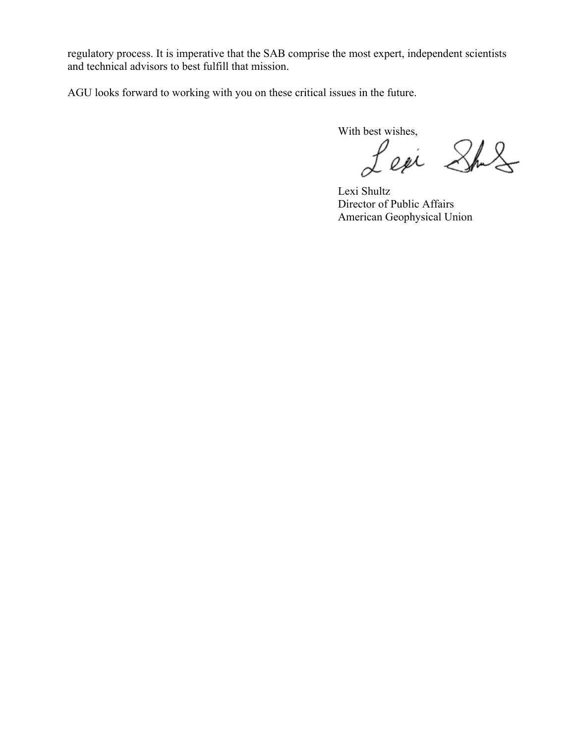regulatory process. It is imperative that the SAB comprise the most expert, independent scientists and technical advisors to best fulfill that mission.

AGU looks forward to working with you on these critical issues in the future.

With best wishes,

Lexi Shultz
Director of Public Affairs
American Geophysical Union